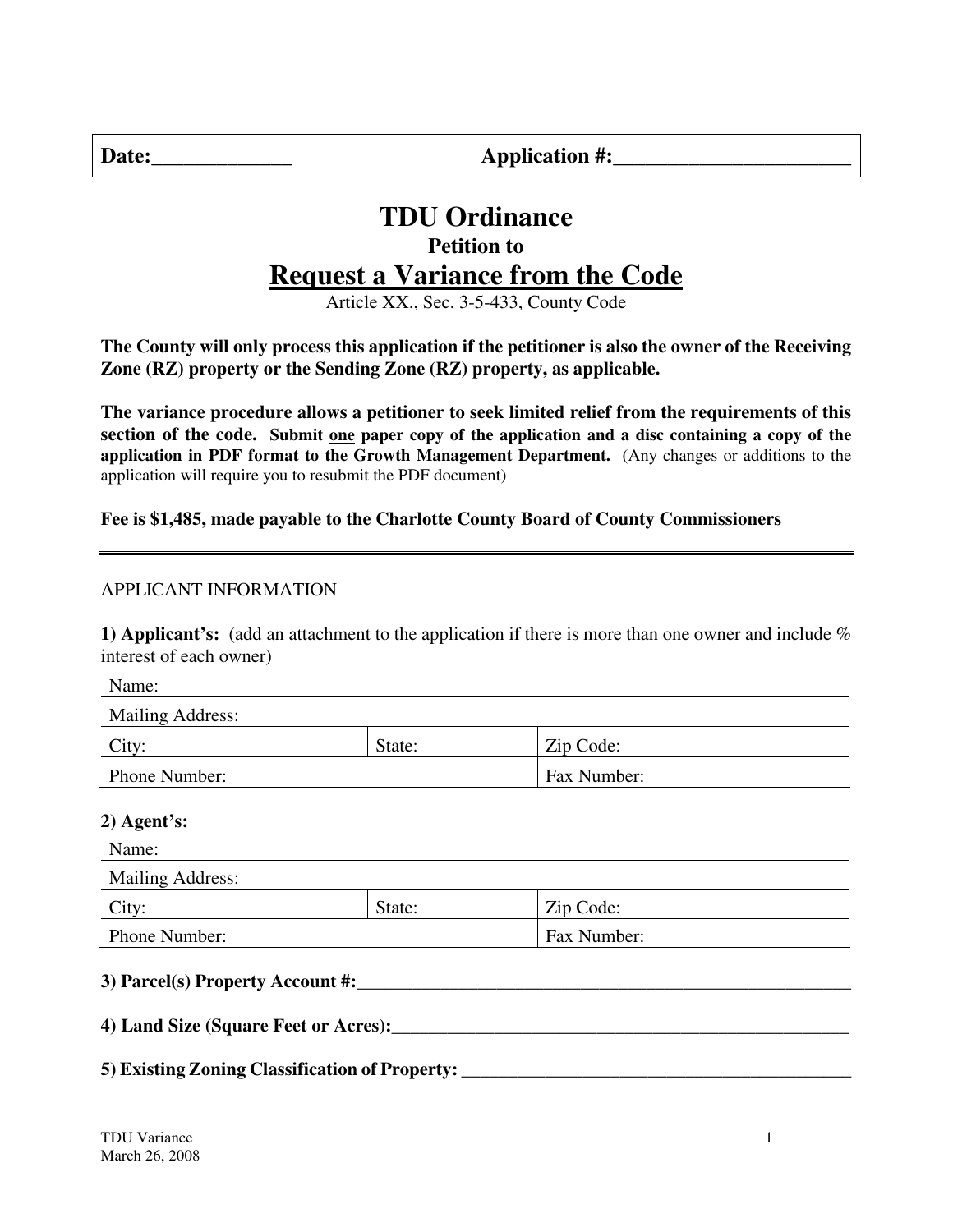| **Date:\_\_\_\_\_\_\_\_\_\_\_\_\_** | **Application #:\_\_\_\_\_\_\_\_\_\_\_\_\_\_\_\_\_\_\_\_\_\_** |
|---|---|

# TDU Ordinance

### Petition to

## Request a Variance from the Code

Article XX., Sec. 3-5-433, County Code

**The County will only process this application if the petitioner is also the owner of the Receiving Zone (RZ) property or the Sending Zone (RZ) property, as applicable.**

**The variance procedure allows a petitioner to seek limited relief from the requirements of this section of the code. Submit one paper copy of the application and a disc containing a copy of the application in PDF format to the Growth Management Department.** (Any changes or additions to the application will require you to resubmit the PDF document)

**Fee is $1,485, made payable to the Charlotte County Board of County Commissioners**

---

APPLICANT INFORMATION

**1) Applicant's:** (add an attachment to the application if there is more than one owner and include % interest of each owner)

| Name: | | |
|---|---|---|
| Mailing Address: | | |
| City: | State: | Zip Code: |
| Phone Number: | | Fax Number: |

**2) Agent's:**

| Name: | | |
|---|---|---|
| Mailing Address: | | |
| City: | State: | Zip Code: |
| Phone Number: | | Fax Number: |

**3) Parcel(s) Property Account #:\_\_\_\_\_\_\_\_\_\_\_\_\_\_\_\_\_\_\_\_\_\_\_\_\_\_\_\_\_\_\_\_\_\_\_\_\_\_\_\_\_\_\_\_\_\_\_\_\_\_\_**

**4) Land Size (Square Feet or Acres):\_\_\_\_\_\_\_\_\_\_\_\_\_\_\_\_\_\_\_\_\_\_\_\_\_\_\_\_\_\_\_\_\_\_\_\_\_\_\_\_\_\_\_\_\_\_\_**

**5) Existing Zoning Classification of Property: \_\_\_\_\_\_\_\_\_\_\_\_\_\_\_\_\_\_\_\_\_\_\_\_\_\_\_\_\_\_\_\_\_\_\_\_\_\_\_\_**

TDU Variance
March 26, 2008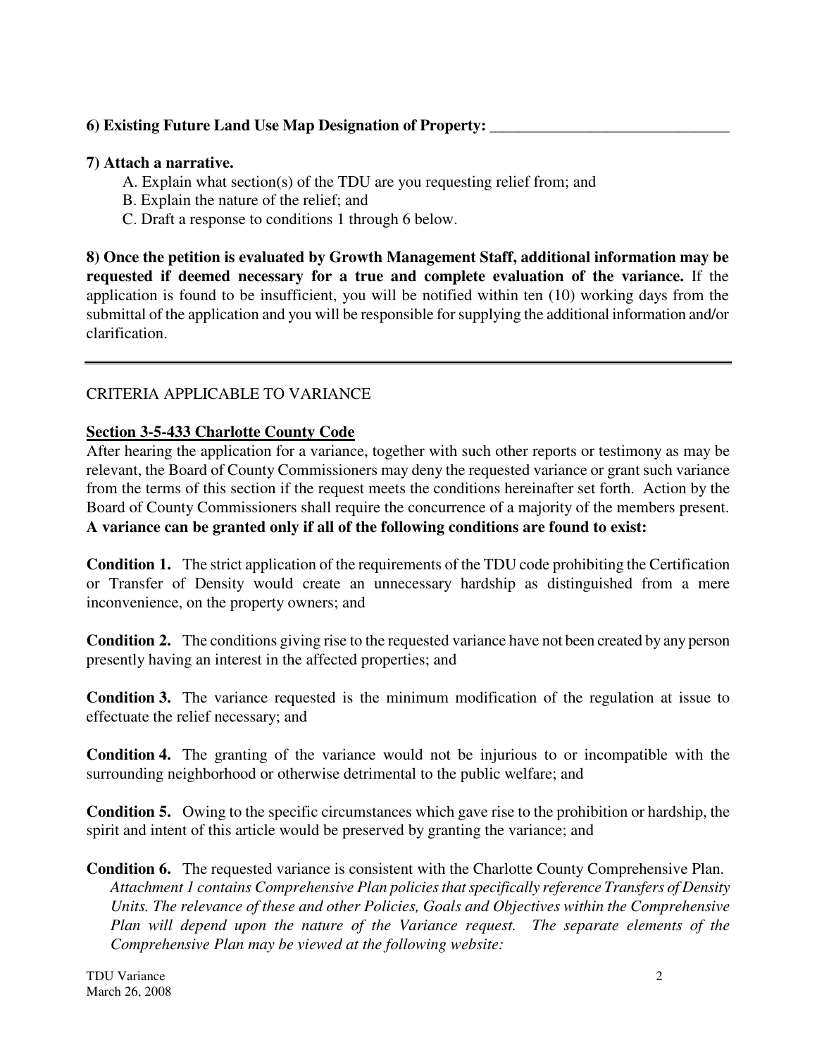**6) Existing Future Land Use Map Designation of Property: ______________________________**

**7) Attach a narrative.**

A. Explain what section(s) of the TDU are you requesting relief from; and
B. Explain the nature of the relief; and
C. Draft a response to conditions 1 through 6 below.

**8) Once the petition is evaluated by Growth Management Staff, additional information may be requested if deemed necessary for a true and complete evaluation of the variance.** If the application is found to be insufficient, you will be notified within ten (10) working days from the submittal of the application and you will be responsible for supplying the additional information and/or clarification.

---

CRITERIA APPLICABLE TO VARIANCE

**Section 3-5-433 Charlotte County Code**

After hearing the application for a variance, together with such other reports or testimony as may be relevant, the Board of County Commissioners may deny the requested variance or grant such variance from the terms of this section if the request meets the conditions hereinafter set forth. Action by the Board of County Commissioners shall require the concurrence of a majority of the members present. **A variance can be granted only if all of the following conditions are found to exist:**

**Condition 1.** The strict application of the requirements of the TDU code prohibiting the Certification or Transfer of Density would create an unnecessary hardship as distinguished from a mere inconvenience, on the property owners; and

**Condition 2.** The conditions giving rise to the requested variance have not been created by any person presently having an interest in the affected properties; and

**Condition 3.** The variance requested is the minimum modification of the regulation at issue to effectuate the relief necessary; and

**Condition 4.** The granting of the variance would not be injurious to or incompatible with the surrounding neighborhood or otherwise detrimental to the public welfare; and

**Condition 5.** Owing to the specific circumstances which gave rise to the prohibition or hardship, the spirit and intent of this article would be preserved by granting the variance; and

**Condition 6.** The requested variance is consistent with the Charlotte County Comprehensive Plan.
*Attachment 1 contains Comprehensive Plan policies that specifically reference Transfers of Density Units. The relevance of these and other Policies, Goals and Objectives within the Comprehensive Plan will depend upon the nature of the Variance request. The separate elements of the Comprehensive Plan may be viewed at the following website:*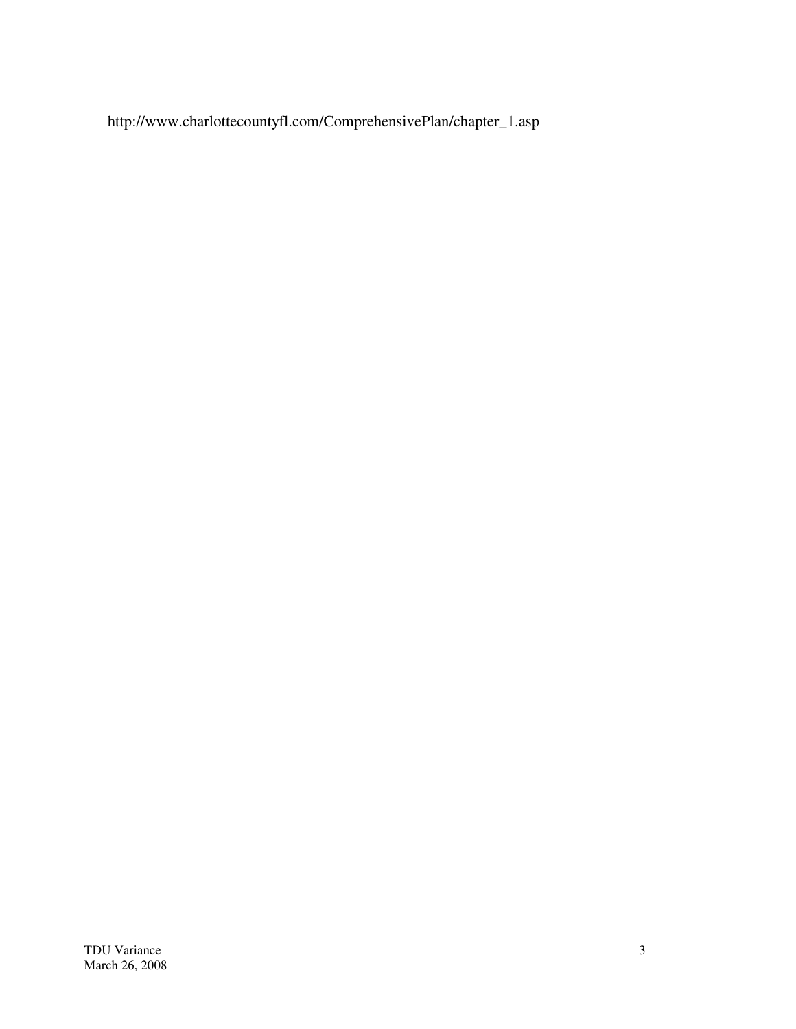http://www.charlottecountyfl.com/ComprehensivePlan/chapter_1.asp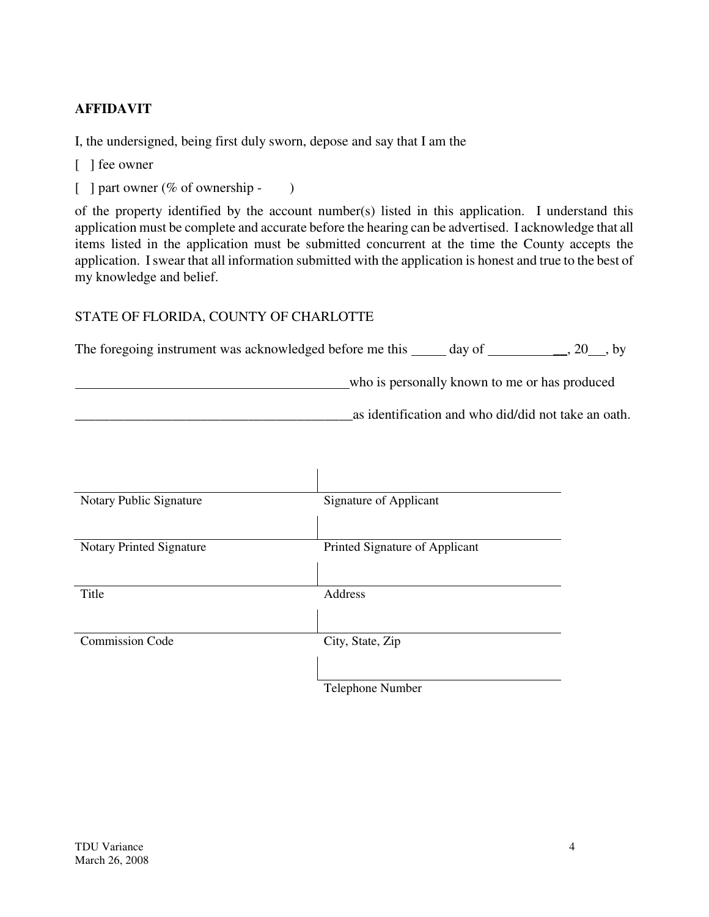**AFFIDAVIT**

I, the undersigned, being first duly sworn, depose and say that I am the

[ ] fee owner

[ ] part owner (% of ownership - )

of the property identified by the account number(s) listed in this application. I understand this application must be complete and accurate before the hearing can be advertised. I acknowledge that all items listed in the application must be submitted concurrent at the time the County accepts the application. I swear that all information submitted with the application is honest and true to the best of my knowledge and belief.

STATE OF FLORIDA, COUNTY OF CHARLOTTE

The foregoing instrument was acknowledged before me this _____ day of ___________, 20__, by

________________________________________who is personally known to me or has produced

________________________________________as identification and who did/did not take an oath.

| | |
|---|---|
| Notary Public Signature | Signature of Applicant |
| Notary Printed Signature | Printed Signature of Applicant |
| Title | Address |
| Commission Code | City, State, Zip |
| | Telephone Number |

TDU Variance
March 26, 2008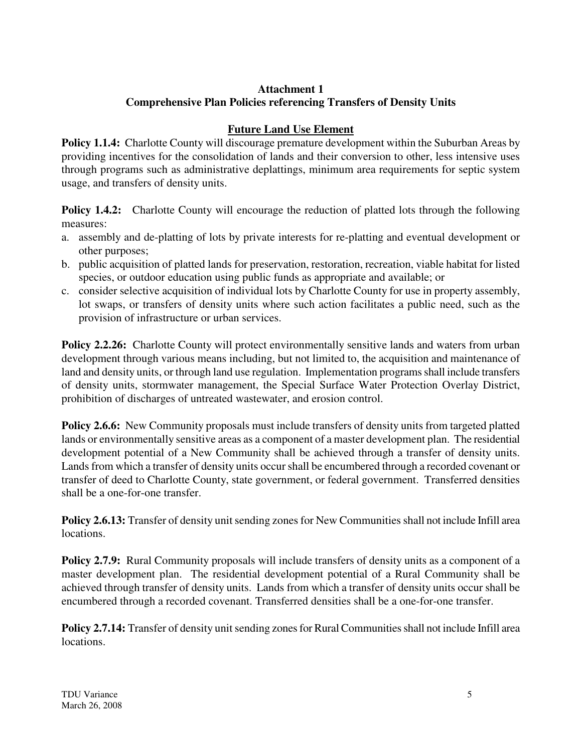**Attachment 1**
**Comprehensive Plan Policies referencing Transfers of Density Units**

## Future Land Use Element

**Policy 1.1.4:** Charlotte County will discourage premature development within the Suburban Areas by providing incentives for the consolidation of lands and their conversion to other, less intensive uses through programs such as administrative deplattings, minimum area requirements for septic system usage, and transfers of density units.

**Policy 1.4.2:** Charlotte County will encourage the reduction of platted lots through the following measures:

a. assembly and de-platting of lots by private interests for re-platting and eventual development or other purposes;
b. public acquisition of platted lands for preservation, restoration, recreation, viable habitat for listed species, or outdoor education using public funds as appropriate and available; or
c. consider selective acquisition of individual lots by Charlotte County for use in property assembly, lot swaps, or transfers of density units where such action facilitates a public need, such as the provision of infrastructure or urban services.

**Policy 2.2.26:** Charlotte County will protect environmentally sensitive lands and waters from urban development through various means including, but not limited to, the acquisition and maintenance of land and density units, or through land use regulation. Implementation programs shall include transfers of density units, stormwater management, the Special Surface Water Protection Overlay District, prohibition of discharges of untreated wastewater, and erosion control.

**Policy 2.6.6:** New Community proposals must include transfers of density units from targeted platted lands or environmentally sensitive areas as a component of a master development plan. The residential development potential of a New Community shall be achieved through a transfer of density units. Lands from which a transfer of density units occur shall be encumbered through a recorded covenant or transfer of deed to Charlotte County, state government, or federal government. Transferred densities shall be a one-for-one transfer.

**Policy 2.6.13:** Transfer of density unit sending zones for New Communities shall not include Infill area locations.

**Policy 2.7.9:** Rural Community proposals will include transfers of density units as a component of a master development plan. The residential development potential of a Rural Community shall be achieved through transfer of density units. Lands from which a transfer of density units occur shall be encumbered through a recorded covenant. Transferred densities shall be a one-for-one transfer.

**Policy 2.7.14:** Transfer of density unit sending zones for Rural Communities shall not include Infill area locations.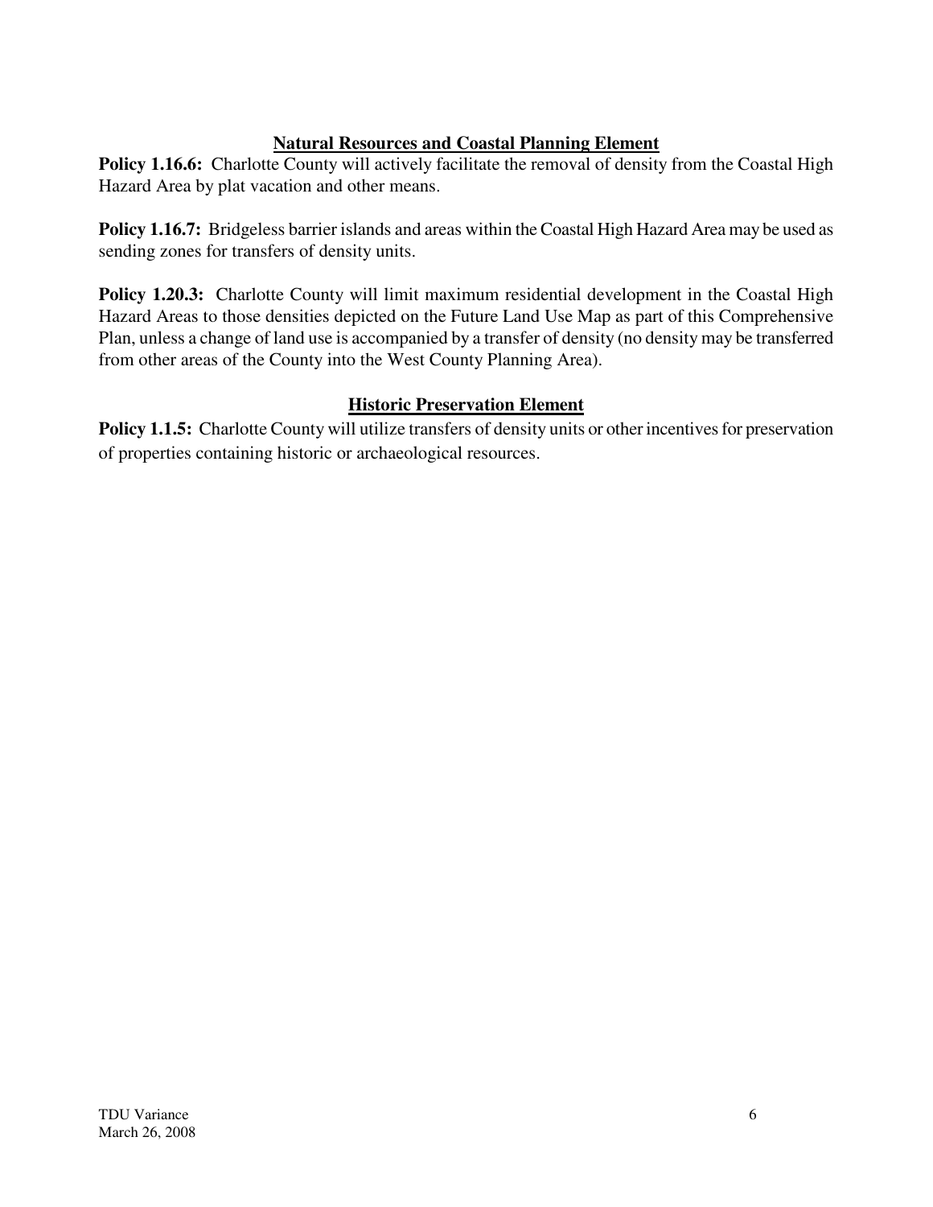## Natural Resources and Coastal Planning Element

**Policy 1.16.6:** Charlotte County will actively facilitate the removal of density from the Coastal High Hazard Area by plat vacation and other means.

**Policy 1.16.7:** Bridgeless barrier islands and areas within the Coastal High Hazard Area may be used as sending zones for transfers of density units.

**Policy 1.20.3:** Charlotte County will limit maximum residential development in the Coastal High Hazard Areas to those densities depicted on the Future Land Use Map as part of this Comprehensive Plan, unless a change of land use is accompanied by a transfer of density (no density may be transferred from other areas of the County into the West County Planning Area).

## Historic Preservation Element

**Policy 1.1.5:** Charlotte County will utilize transfers of density units or other incentives for preservation of properties containing historic or archaeological resources.